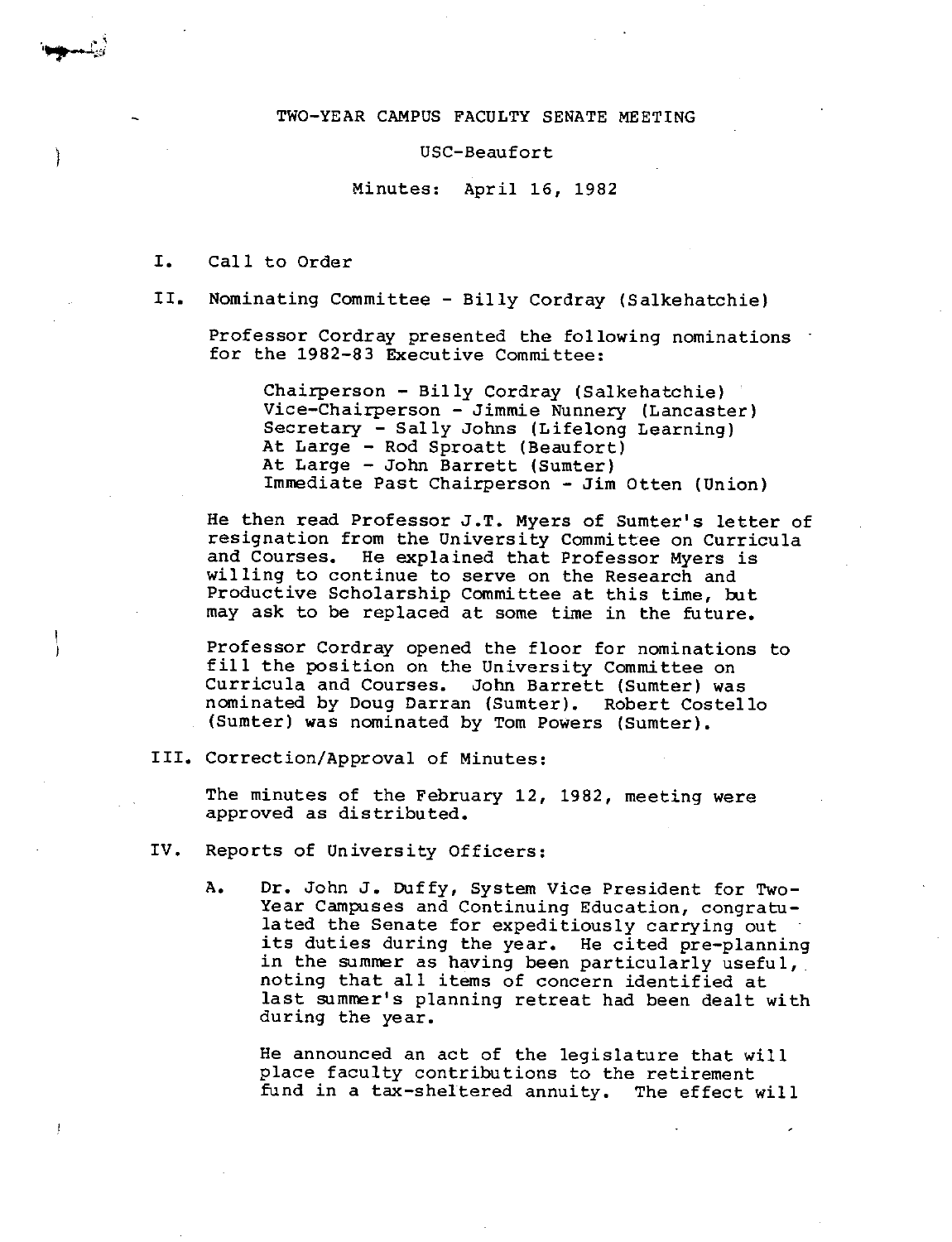# TWO-YEAR CAMPUS FACULTY SENATE MEETING

## USC-Beaufort

### Minutes: April 16, 1982

I. Call to Order

II. Nominating Committee - Billy Cordray (Salkehatchie)

Professor Cordray presented the following nominations for the 1982-83 Executive Committee:

> Chairperson - Billy Cordray (Salkehatchie)
> Vice-Chairperson - Jimmie Nunnery (Lancaster)
> Secretary - Sally Johns (Lifelong Learning)
> At Large - Rod Sproatt (Beaufort)
> At Large - John Barrett (Sumter)
> Immediate Past Chairperson - Jim Otten (Union)

He then read Professor J.T. Myers of Sumter's letter of resignation from the University Committee on Curricula and Courses. He explained that Professor Myers is willing to continue to serve on the Research and Productive Scholarship Committee at this time, but may ask to be replaced at some time in the future.

Professor Cordray opened the floor for nominations to fill the position on the University Committee on Curricula and Courses. John Barrett (Sumter) was nominated by Doug Darran (Sumter). Robert Costello (Sumter) was nominated by Tom Powers (Sumter).

III. Correction/Approval of Minutes:

The minutes of the February 12, 1982, meeting were approved as distributed.

IV. Reports of University Officers:

A. Dr. John J. Duffy, System Vice President for Two-Year Campuses and Continuing Education, congratulated the Senate for expeditiously carrying out its duties during the year. He cited pre-planning in the summer as having been particularly useful, noting that all items of concern identified at last summer's planning retreat had been dealt with during the year.

He announced an act of the legislature that will place faculty contributions to the retirement fund in a tax-sheltered annuity. The effect will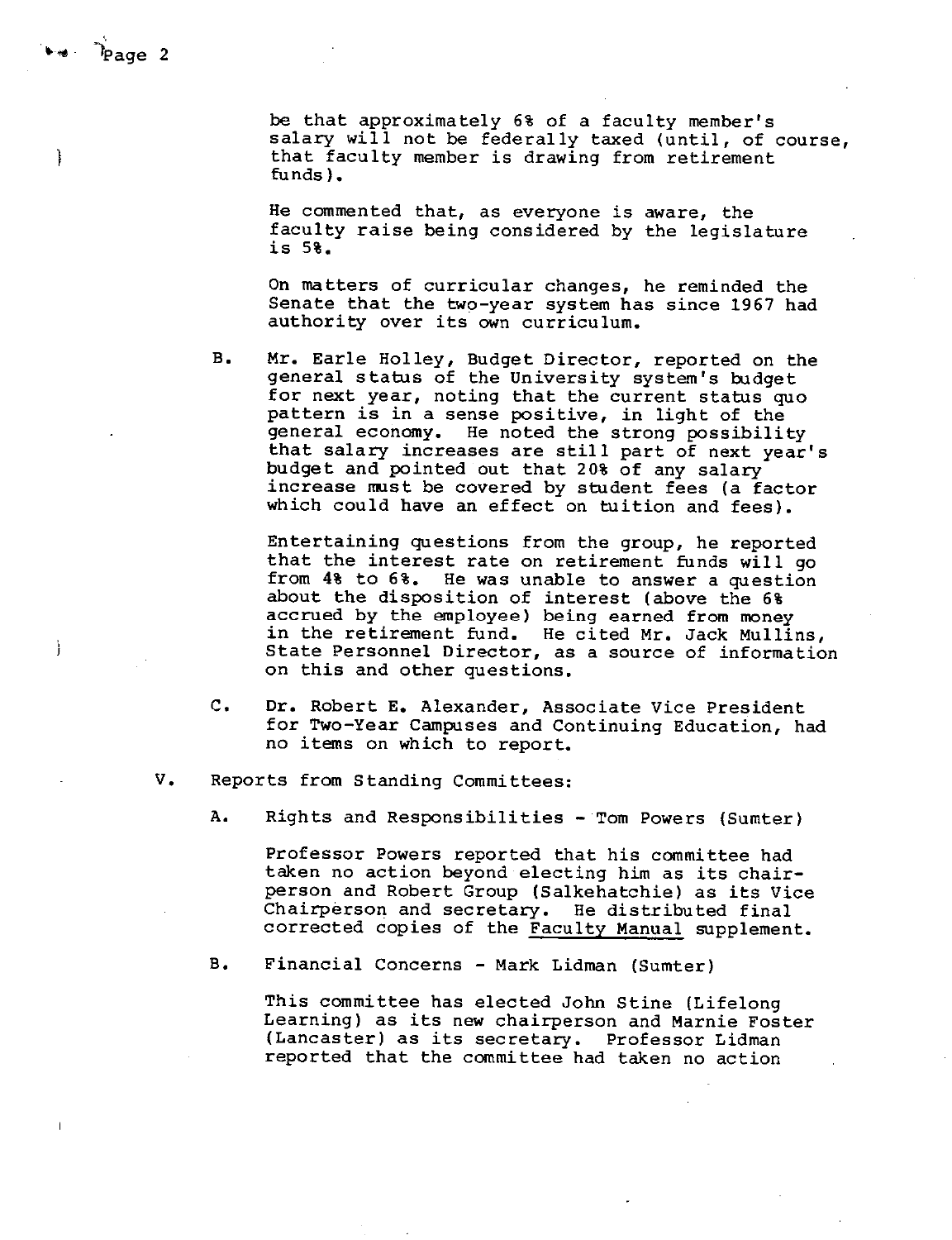be that approximately 6% of a faculty member's salary will not be federally taxed (until, of course, that faculty member is drawing from retirement funds).

He commented that, as everyone is aware, the faculty raise being considered by the legislature is 5%.

On matters of curricular changes, he reminded the Senate that the two-year system has since 1967 had authority over its own curriculum.

B. Mr. Earle Holley, Budget Director, reported on the general status of the University system's budget for next year, noting that the current status quo pattern is in a sense positive, in light of the general economy. He noted the strong possibility that salary increases are still part of next year's budget and pointed out that 20% of any salary increase must be covered by student fees (a factor which could have an effect on tuition and fees).

Entertaining questions from the group, he reported that the interest rate on retirement funds will go from 4% to 6%. He was unable to answer a question about the disposition of interest (above the 6% accrued by the employee) being earned from money in the retirement fund. He cited Mr. Jack Mullins, State Personnel Director, as a source of information on this and other questions.

C. Dr. Robert E. Alexander, Associate Vice President for Two-Year Campuses and Continuing Education, had no items on which to report.

V. Reports from Standing Committees:

A. Rights and Responsibilities - Tom Powers (Sumter)

Professor Powers reported that his committee had taken no action beyond electing him as its chairperson and Robert Group (Salkehatchie) as its Vice Chairperson and secretary. He distributed final corrected copies of the Faculty Manual supplement.

B. Financial Concerns - Mark Lidman (Sumter)

This committee has elected John Stine (Lifelong Learning) as its new chairperson and Marnie Foster (Lancaster) as its secretary. Professor Lidman reported that the committee had taken no action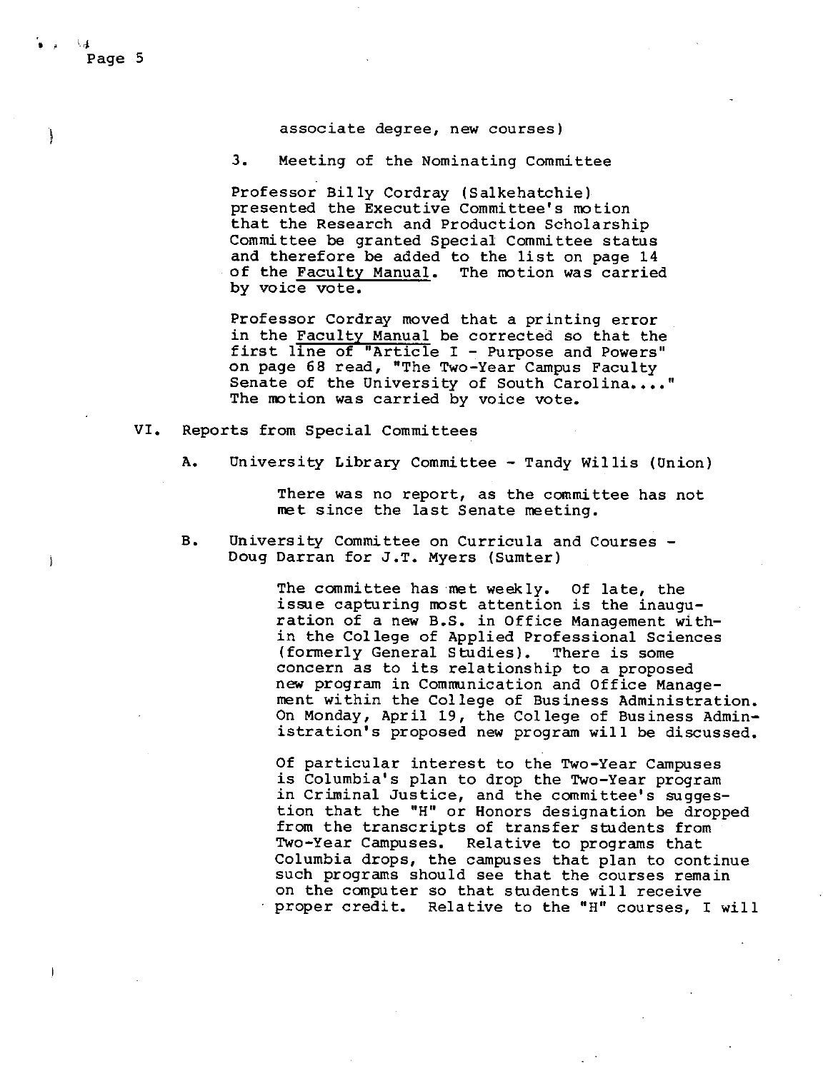associate degree, new courses)

3. Meeting of the Nominating Committee

Professor Billy Cordray (Salkehatchie) presented the Executive Committee's motion that the Research and Production Scholarship Committee be granted Special Committee status and therefore be added to the list on page 14 of the Faculty Manual. The motion was carried by voice vote.

Professor Cordray moved that a printing error in the Faculty Manual be corrected so that the first line of "Article I - Purpose and Powers" on page 68 read, "The Two-Year Campus Faculty Senate of the University of South Carolina...." The motion was carried by voice vote.

VI. Reports from Special Committees

A. University Library Committee - Tandy Willis (Union)

There was no report, as the committee has not met since the last Senate meeting.

B. University Committee on Curricula and Courses - Doug Darran for J.T. Myers (Sumter)

The committee has met weekly. Of late, the issue capturing most attention is the inauguration of a new B.S. in Office Management within the College of Applied Professional Sciences (formerly General Studies). There is some concern as to its relationship to a proposed new program in Communication and Office Management within the College of Business Administration. On Monday, April 19, the College of Business Administration's proposed new program will be discussed.

Of particular interest to the Two-Year Campuses is Columbia's plan to drop the Two-Year program in Criminal Justice, and the committee's suggestion that the "H" or Honors designation be dropped from the transcripts of transfer students from Two-Year Campuses. Relative to programs that Columbia drops, the campuses that plan to continue such programs should see that the courses remain on the computer so that students will receive proper credit. Relative to the "H" courses, I will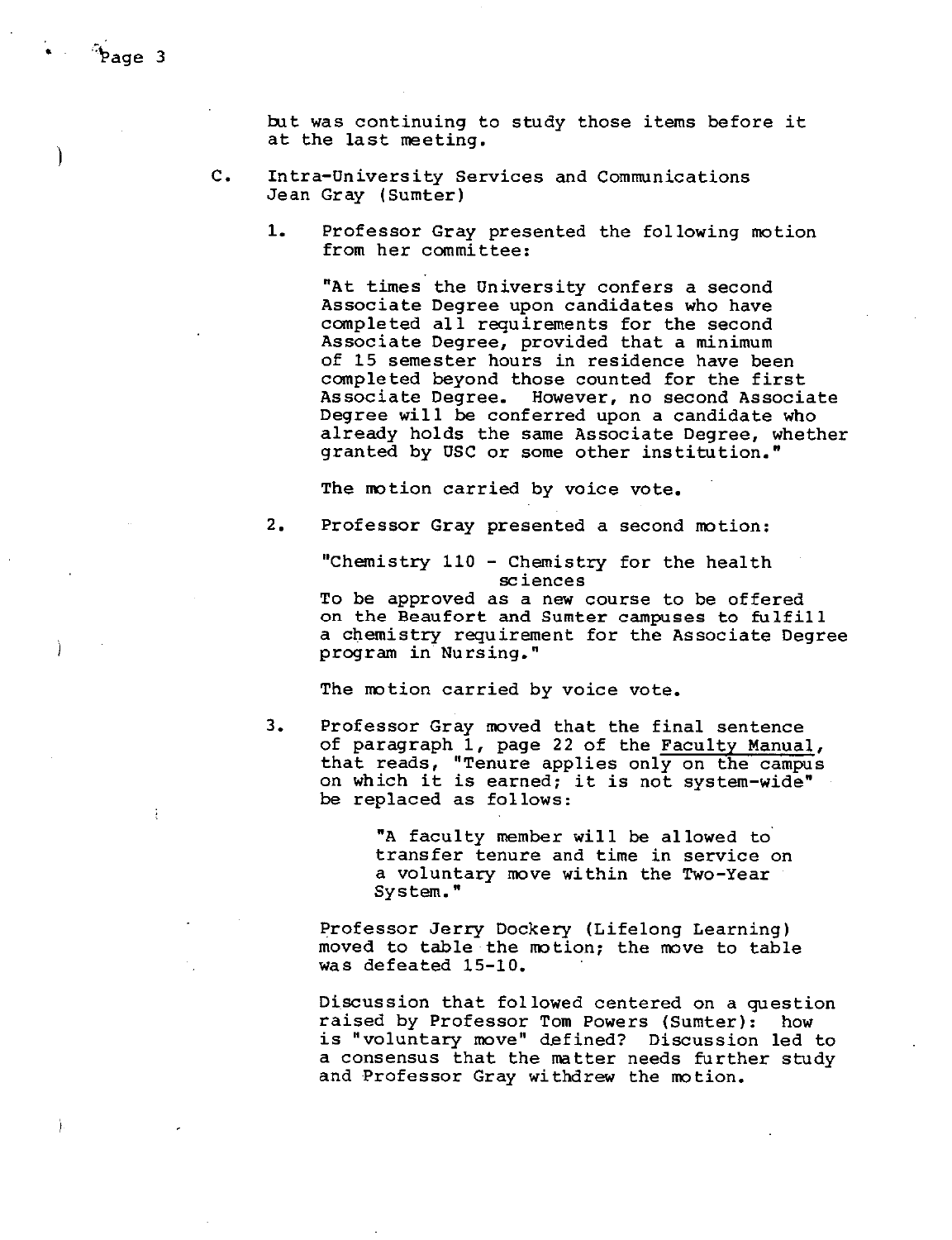but was continuing to study those items before it at the last meeting.

C. Intra-University Services and Communications
Jean Gray (Sumter)

1. Professor Gray presented the following motion from her committee:

   "At times the University confers a second Associate Degree upon candidates who have completed all requirements for the second Associate Degree, provided that a minimum of 15 semester hours in residence have been completed beyond those counted for the first Associate Degree. However, no second Associate Degree will be conferred upon a candidate who already holds the same Associate Degree, whether granted by USC or some other institution."

   The motion carried by voice vote.

2. Professor Gray presented a second motion:

   "Chemistry 110 - Chemistry for the health sciences
   To be approved as a new course to be offered on the Beaufort and Sumter campuses to fulfill a chemistry requirement for the Associate Degree program in Nursing."

   The motion carried by voice vote.

3. Professor Gray moved that the final sentence of paragraph 1, page 22 of the Faculty Manual, that reads, "Tenure applies only on the campus on which it is earned; it is not system-wide" be replaced as follows:

   > "A faculty member will be allowed to transfer tenure and time in service on a voluntary move within the Two-Year System."

   Professor Jerry Dockery (Lifelong Learning) moved to table the motion; the move to table was defeated 15-10.

   Discussion that followed centered on a question raised by Professor Tom Powers (Sumter): how is "voluntary move" defined? Discussion led to a consensus that the matter needs further study and Professor Gray withdrew the motion.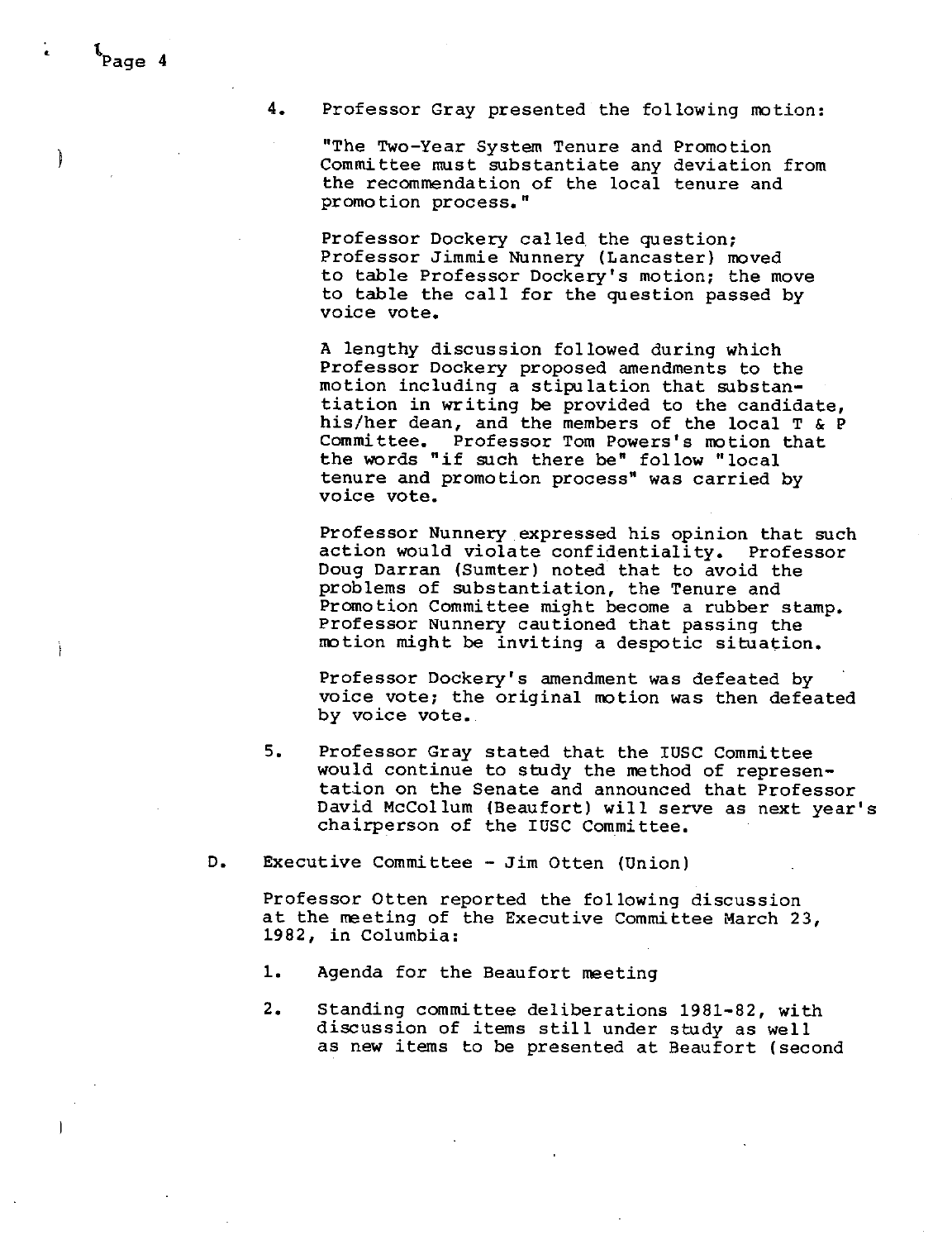4. Professor Gray presented the following motion:

   "The Two-Year System Tenure and Promotion Committee must substantiate any deviation from the recommendation of the local tenure and promotion process."

   Professor Dockery called the question; Professor Jimmie Nunnery (Lancaster) moved to table Professor Dockery's motion; the move to table the call for the question passed by voice vote.

   A lengthy discussion followed during which Professor Dockery proposed amendments to the motion including a stipulation that substantiation in writing be provided to the candidate, his/her dean, and the members of the local T & P Committee. Professor Tom Powers's motion that the words "if such there be" follow "local tenure and promotion process" was carried by voice vote.

   Professor Nunnery expressed his opinion that such action would violate confidentiality. Professor Doug Darran (Sumter) noted that to avoid the problems of substantiation, the Tenure and Promotion Committee might become a rubber stamp. Professor Nunnery cautioned that passing the motion might be inviting a despotic situation.

   Professor Dockery's amendment was defeated by voice vote; the original motion was then defeated by voice vote.

5. Professor Gray stated that the IUSC Committee would continue to study the method of representation on the Senate and announced that Professor David McCollum (Beaufort) will serve as next year's chairperson of the IUSC Committee.

D. Executive Committee - Jim Otten (Union)

Professor Otten reported the following discussion at the meeting of the Executive Committee March 23, 1982, in Columbia:

1. Agenda for the Beaufort meeting

2. Standing committee deliberations 1981-82, with discussion of items still under study as well as new items to be presented at Beaufort (second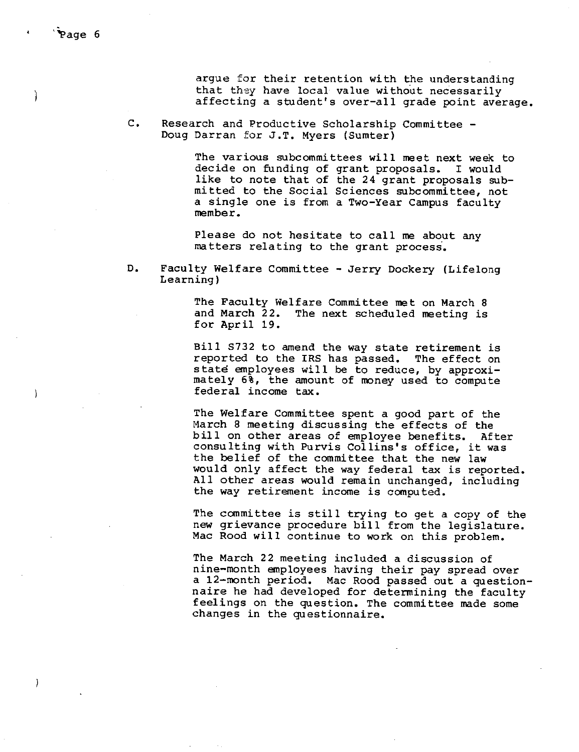argue for their retention with the understanding that they have local value without necessarily affecting a student's over-all grade point average.

C. Research and Productive Scholarship Committee - Doug Darran for J.T. Myers (Sumter)

The various subcommittees will meet next week to decide on funding of grant proposals. I would like to note that of the 24 grant proposals submitted to the Social Sciences subcommittee, not a single one is from a Two-Year Campus faculty member.

Please do not hesitate to call me about any matters relating to the grant process.

D. Faculty Welfare Committee - Jerry Dockery (Lifelong Learning)

The Faculty Welfare Committee met on March 8 and March 22. The next scheduled meeting is for April 19.

Bill S732 to amend the way state retirement is reported to the IRS has passed. The effect on state employees will be to reduce, by approximately 6%, the amount of money used to compute federal income tax.

The Welfare Committee spent a good part of the March 8 meeting discussing the effects of the bill on other areas of employee benefits. After consulting with Purvis Collins's office, it was the belief of the committee that the new law would only affect the way federal tax is reported. All other areas would remain unchanged, including the way retirement income is computed.

The committee is still trying to get a copy of the new grievance procedure bill from the legislature. Mac Rood will continue to work on this problem.

The March 22 meeting included a discussion of nine-month employees having their pay spread over a 12-month period. Mac Rood passed out a questionnaire he had developed for determining the faculty feelings on the question. The committee made some changes in the questionnaire.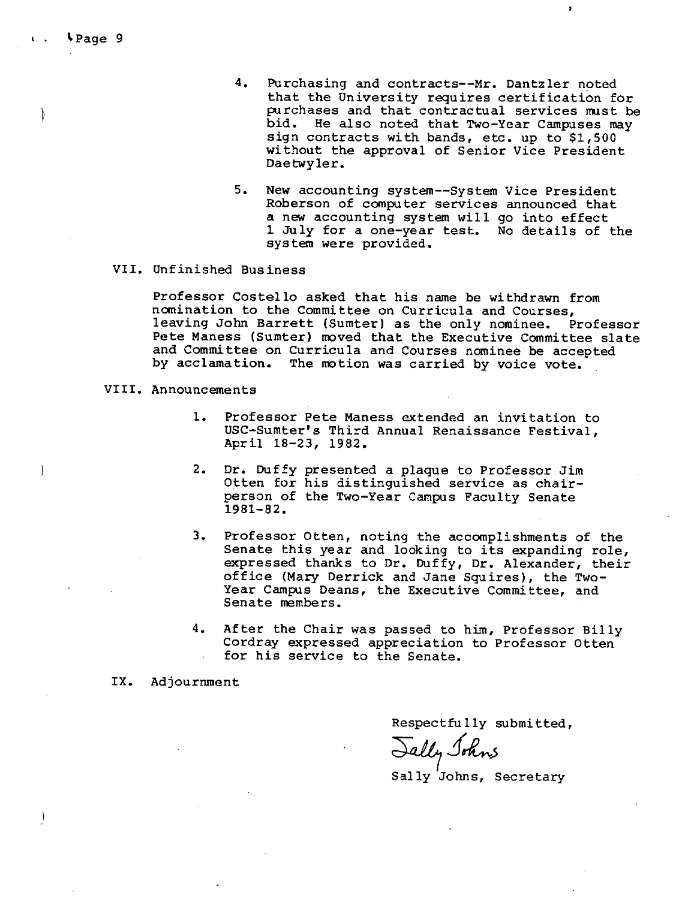4. Purchasing and contracts--Mr. Dantzler noted that the University requires certification for purchases and that contractual services must be bid. He also noted that Two-Year Campuses may sign contracts with bands, etc. up to $1,500 without the approval of Senior Vice President Daetwyler.

5. New accounting system--System Vice President Roberson of computer services announced that a new accounting system will go into effect 1 July for a one-year test. No details of the system were provided.

VII. Unfinished Business

Professor Costello asked that his name be withdrawn from nomination to the Committee on Curricula and Courses, leaving John Barrett (Sumter) as the only nominee. Professor Pete Maness (Sumter) moved that the Executive Committee slate and Committee on Curricula and Courses nominee be accepted by acclamation. The motion was carried by voice vote.

VIII. Announcements

1. Professor Pete Maness extended an invitation to USC-Sumter's Third Annual Renaissance Festival, April 18-23, 1982.

2. Dr. Duffy presented a plaque to Professor Jim Otten for his distinguished service as chairperson of the Two-Year Campus Faculty Senate 1981-82.

3. Professor Otten, noting the accomplishments of the Senate this year and looking to its expanding role, expressed thanks to Dr. Duffy, Dr. Alexander, their office (Mary Derrick and Jane Squires), the Two-Year Campus Deans, the Executive Committee, and Senate members.

4. After the Chair was passed to him, Professor Billy Cordray expressed appreciation to Professor Otten for his service to the Senate.

IX. Adjournment

Respectfully submitted,

Sally Johns

Sally Johns, Secretary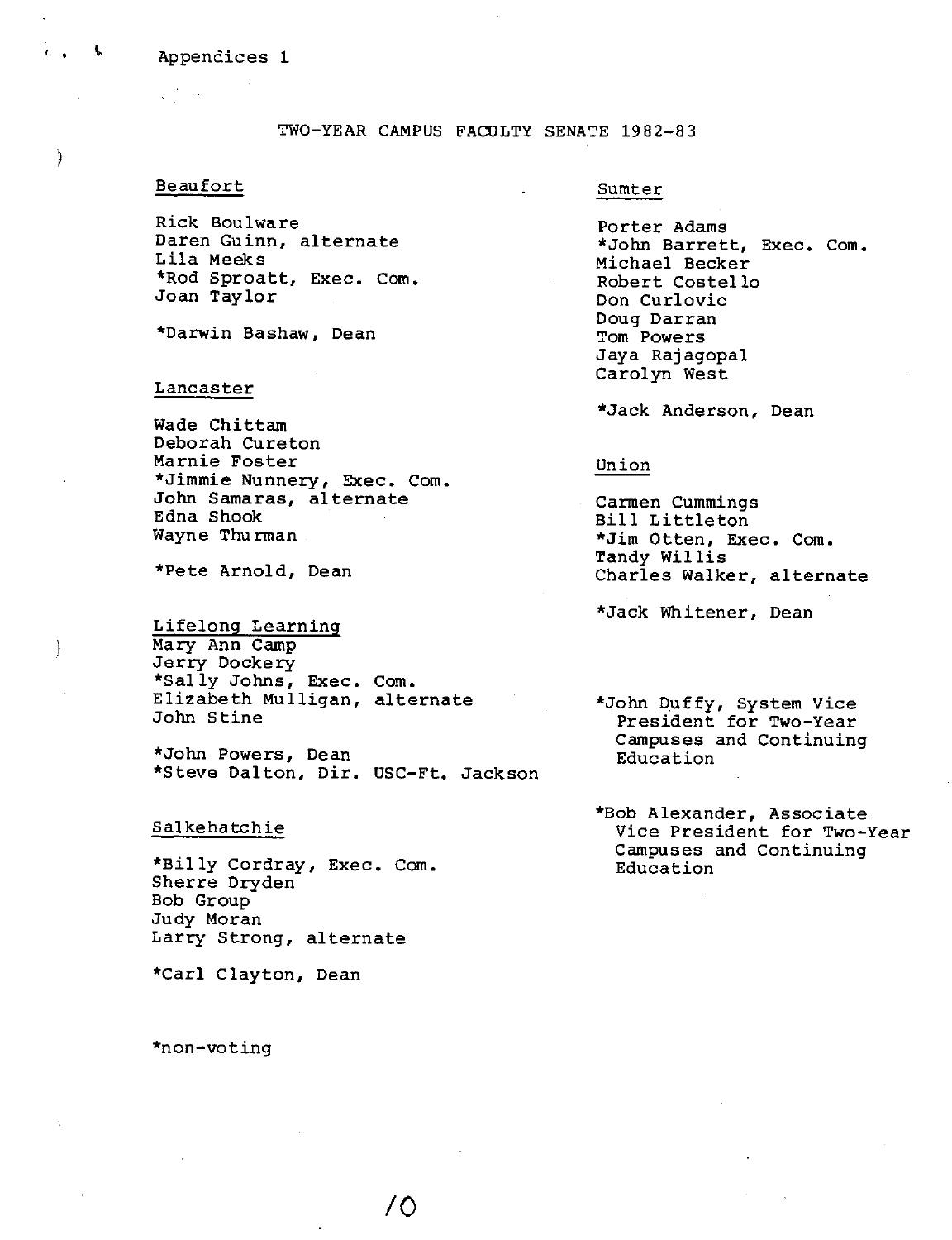Appendices 1

# TWO-YEAR CAMPUS FACULTY SENATE 1982-83

## Beaufort

Rick Boulware
Daren Guinn, alternate
Lila Meeks
*Rod Sproatt, Exec. Com.
Joan Taylor

*Darwin Bashaw, Dean

## Lancaster

Wade Chittam
Deborah Cureton
Marnie Foster
*Jimmie Nunnery, Exec. Com.
John Samaras, alternate
Edna Shook
Wayne Thurman

*Pete Arnold, Dean

## Lifelong Learning

Mary Ann Camp
Jerry Dockery
*Sally Johns, Exec. Com.
Elizabeth Mulligan, alternate
John Stine

*John Powers, Dean
*Steve Dalton, Dir. USC-Ft. Jackson

## Salkehatchie

*Billy Cordray, Exec. Com.
Sherre Dryden
Bob Group
Judy Moran
Larry Strong, alternate

*Carl Clayton, Dean

## Sumter

Porter Adams
*John Barrett, Exec. Com.
Michael Becker
Robert Costello
Don Curlovic
Doug Darran
Tom Powers
Jaya Rajagopal
Carolyn West

*Jack Anderson, Dean

## Union

Carmen Cummings
Bill Littleton
*Jim Otten, Exec. Com.
Tandy Willis
Charles Walker, alternate

*Jack Whitener, Dean

*John Duffy, System Vice President for Two-Year Campuses and Continuing Education

*Bob Alexander, Associate Vice President for Two-Year Campuses and Continuing Education

*non-voting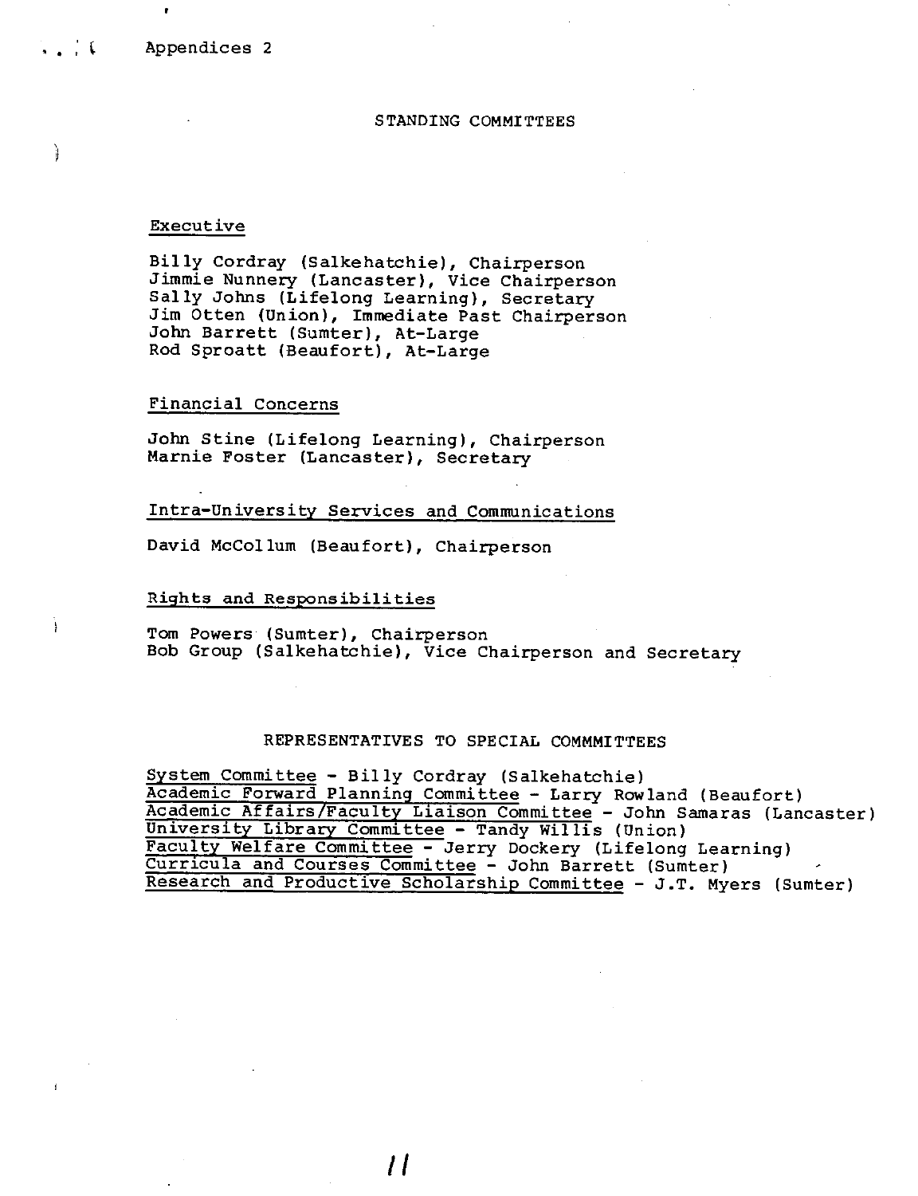Appendices 2

## STANDING COMMITTEES

### Executive

Billy Cordray (Salkehatchie), Chairperson
Jimmie Nunnery (Lancaster), Vice Chairperson
Sally Johns (Lifelong Learning), Secretary
Jim Otten (Union), Immediate Past Chairperson
John Barrett (Sumter), At-Large
Rod Sproatt (Beaufort), At-Large

### Financial Concerns

John Stine (Lifelong Learning), Chairperson
Marnie Foster (Lancaster), Secretary

### Intra-University Services and Communications

David McCollum (Beaufort), Chairperson

### Rights and Responsibilities

Tom Powers (Sumter), Chairperson
Bob Group (Salkehatchie), Vice Chairperson and Secretary

## REPRESENTATIVES TO SPECIAL COMMMITTEES

System Committee - Billy Cordray (Salkehatchie)
Academic Forward Planning Committee - Larry Rowland (Beaufort)
Academic Affairs/Faculty Liaison Committee - John Samaras (Lancaster)
University Library Committee - Tandy Willis (Union)
Faculty Welfare Committee - Jerry Dockery (Lifelong Learning)
Curricula and Courses Committee - John Barrett (Sumter)
Research and Productive Scholarship Committee - J.T. Myers (Sumter)